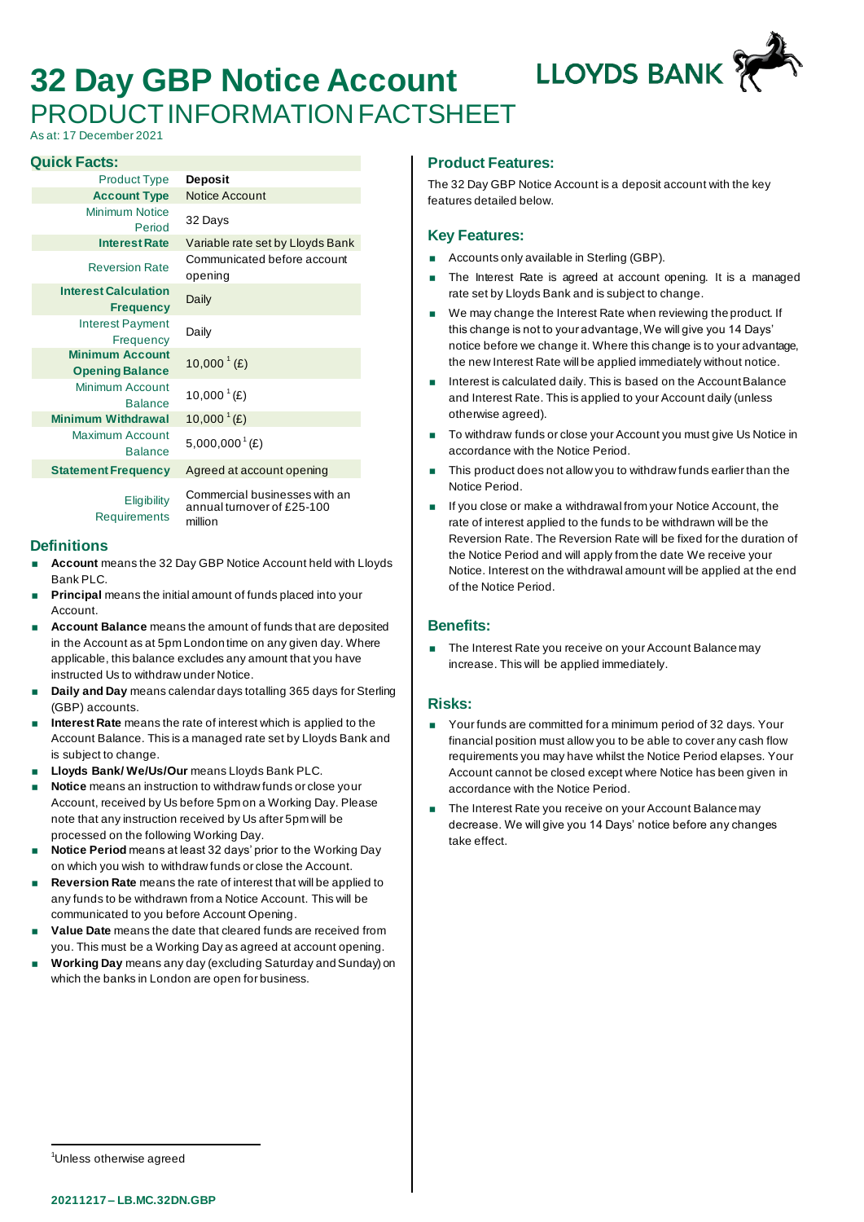# 32 Day GBP Notice Account

## PRODUCT INFORMATION FACTSHEET

As at: 17 December 2021

### Quick Facts:

| | |
|---|---|
| Product Type | **Deposit** |
| **Account Type** | Notice Account |
| Minimum Notice Period | 32 Days |
| **Interest Rate** | Variable rate set by Lloyds Bank |
| Reversion Rate | Communicated before account opening |
| **Interest Calculation Frequency** | Daily |
| Interest Payment Frequency | Daily |
| **Minimum Account Opening Balance** | 10,000[1] (£) |
| Minimum Account Balance | 10,000[1] (£) |
| **Minimum Withdrawal** | 10,000[1] (£) |
| Maximum Account Balance | 5,000,000[1] (£) |
| **Statement Frequency** | Agreed at account opening |
| Eligibility Requirements | Commercial businesses with an annual turnover of £25-100 million |

### Definitions

- **Account** means the 32 Day GBP Notice Account held with Lloyds Bank PLC.
- **Principal** means the initial amount of funds placed into your Account.
- **Account Balance** means the amount of funds that are deposited in the Account as at 5pm London time on any given day. Where applicable, this balance excludes any amount that you have instructed Us to withdraw under Notice.
- **Daily and Day** means calendar days totalling 365 days for Sterling (GBP) accounts.
- **Interest Rate** means the rate of interest which is applied to the Account Balance. This is a managed rate set by Lloyds Bank and is subject to change.
- **Lloyds Bank/ We/Us/Our** means Lloyds Bank PLC.
- **Notice** means an instruction to withdraw funds or close your Account, received by Us before 5pm on a Working Day. Please note that any instruction received by Us after 5pm will be processed on the following Working Day.
- **Notice Period** means at least 32 days' prior to the Working Day on which you wish to withdraw funds or close the Account.
- **Reversion Rate** means the rate of interest that will be applied to any funds to be withdrawn from a Notice Account. This will be communicated to you before Account Opening.
- **Value Date** means the date that cleared funds are received from you. This must be a Working Day as agreed at account opening.
- **Working Day** means any day (excluding Saturday and Sunday) on which the banks in London are open for business.

### Product Features:

The 32 Day GBP Notice Account is a deposit account with the key features detailed below.

### Key Features:

- Accounts only available in Sterling (GBP).
- The Interest Rate is agreed at account opening. It is a managed rate set by Lloyds Bank and is subject to change.
- We may change the Interest Rate when reviewing the product. If this change is not to your advantage, We will give you 14 Days' notice before we change it. Where this change is to your advantage, the new Interest Rate will be applied immediately without notice.
- Interest is calculated daily. This is based on the Account Balance and Interest Rate. This is applied to your Account daily (unless otherwise agreed).
- To withdraw funds or close your Account you must give Us Notice in accordance with the Notice Period.
- This product does not allow you to withdraw funds earlier than the Notice Period.
- If you close or make a withdrawal from your Notice Account, the rate of interest applied to the funds to be withdrawn will be the Reversion Rate. The Reversion Rate will be fixed for the duration of the Notice Period and will apply from the date We receive your Notice. Interest on the withdrawal amount will be applied at the end of the Notice Period.

### Benefits:

- The Interest Rate you receive on your Account Balance may increase. This will be applied immediately.

### Risks:

- Your funds are committed for a minimum period of 32 days. Your financial position must allow you to be able to cover any cash flow requirements you may have whilst the Notice Period elapses. Your Account cannot be closed except where Notice has been given in accordance with the Notice Period.
- The Interest Rate you receive on your Account Balance may decrease. We will give you 14 Days' notice before any changes take effect.

[1]Unless otherwise agreed

20211217 – LB.MC.32DN.GBP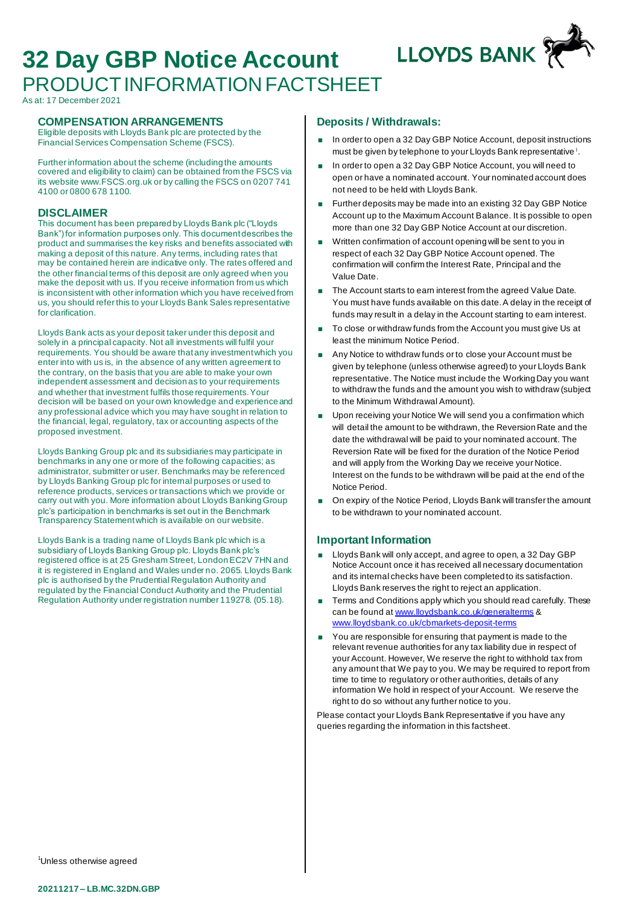# 32 Day GBP Notice Account

PRODUCT INFORMATION FACTSHEET

As at: 17 December 2021

## COMPENSATION ARRANGEMENTS

Eligible deposits with Lloyds Bank plc are protected by the Financial Services Compensation Scheme (FSCS).

Further information about the scheme (including the amounts covered and eligibility to claim) can be obtained from the FSCS via its website www.FSCS.org.uk or by calling the FSCS on 0207 741 4100 or 0800 678 1100.

## DISCLAIMER

This document has been prepared by Lloyds Bank plc ("Lloyds Bank") for information purposes only. This document describes the product and summarises the key risks and benefits associated with making a deposit of this nature. Any terms, including rates that may be contained herein are indicative only. The rates offered and the other financial terms of this deposit are only agreed when you make the deposit with us. If you receive information from us which is inconsistent with other information which you have received from us, you should refer this to your Lloyds Bank Sales representative for clarification.

Lloyds Bank acts as your deposit taker under this deposit and solely in a principal capacity. Not all investments will fulfil your requirements. You should be aware that any investment which you enter into with us is, in the absence of any written agreement to the contrary, on the basis that you are able to make your own independent assessment and decision as to your requirements and whether that investment fulfils those requirements. Your decision will be based on your own knowledge and experience and any professional advice which you may have sought in relation to the financial, legal, regulatory, tax or accounting aspects of the proposed investment.

Lloyds Banking Group plc and its subsidiaries may participate in benchmarks in any one or more of the following capacities; as administrator, submitter or user. Benchmarks may be referenced by Lloyds Banking Group plc for internal purposes or used to reference products, services or transactions which we provide or carry out with you. More information about Lloyds Banking Group plc's participation in benchmarks is set out in the Benchmark Transparency Statement which is available on our website.

Lloyds Bank is a trading name of Lloyds Bank plc which is a subsidiary of Lloyds Banking Group plc. Lloyds Bank plc's registered office is at 25 Gresham Street, London EC2V 7HN and it is registered in England and Wales under no. 2065. Lloyds Bank plc is authorised by the Prudential Regulation Authority and regulated by the Financial Conduct Authority and the Prudential Regulation Authority under registration number 119278. (05.18).

## Deposits / Withdrawals:

- In order to open a 32 Day GBP Notice Account, deposit instructions must be given by telephone to your Lloyds Bank representative[1].
- In order to open a 32 Day GBP Notice Account, you will need to open or have a nominated account. Your nominated account does not need to be held with Lloyds Bank.
- Further deposits may be made into an existing 32 Day GBP Notice Account up to the Maximum Account Balance. It is possible to open more than one 32 Day GBP Notice Account at our discretion.
- Written confirmation of account opening will be sent to you in respect of each 32 Day GBP Notice Account opened. The confirmation will confirm the Interest Rate, Principal and the Value Date.
- The Account starts to earn interest from the agreed Value Date. You must have funds available on this date. A delay in the receipt of funds may result in a delay in the Account starting to earn interest.
- To close or withdraw funds from the Account you must give Us at least the minimum Notice Period.
- Any Notice to withdraw funds or to close your Account must be given by telephone (unless otherwise agreed) to your Lloyds Bank representative. The Notice must include the Working Day you want to withdraw the funds and the amount you wish to withdraw (subject to the Minimum Withdrawal Amount).
- Upon receiving your Notice We will send you a confirmation which will detail the amount to be withdrawn, the Reversion Rate and the date the withdrawal will be paid to your nominated account. The Reversion Rate will be fixed for the duration of the Notice Period and will apply from the Working Day we receive your Notice. Interest on the funds to be withdrawn will be paid at the end of the Notice Period.
- On expiry of the Notice Period, Lloyds Bank will transfer the amount to be withdrawn to your nominated account.

## Important Information

- Lloyds Bank will only accept, and agree to open, a 32 Day GBP Notice Account once it has received all necessary documentation and its internal checks have been completed to its satisfaction. Lloyds Bank reserves the right to reject an application.
- Terms and Conditions apply which you should read carefully. These can be found at www.lloydsbank.co.uk/generalterms & www.lloydsbank.co.uk/cbmarkets-deposit-terms
- You are responsible for ensuring that payment is made to the relevant revenue authorities for any tax liability due in respect of your Account. However, We reserve the right to withhold tax from any amount that We pay to you. We may be required to report from time to time to regulatory or other authorities, details of any information We hold in respect of your Account. We reserve the right to do so without any further notice to you.

Please contact your Lloyds Bank Representative if you have any queries regarding the information in this factsheet.

[1] Unless otherwise agreed

20211217 – LB.MC.32DN.GBP